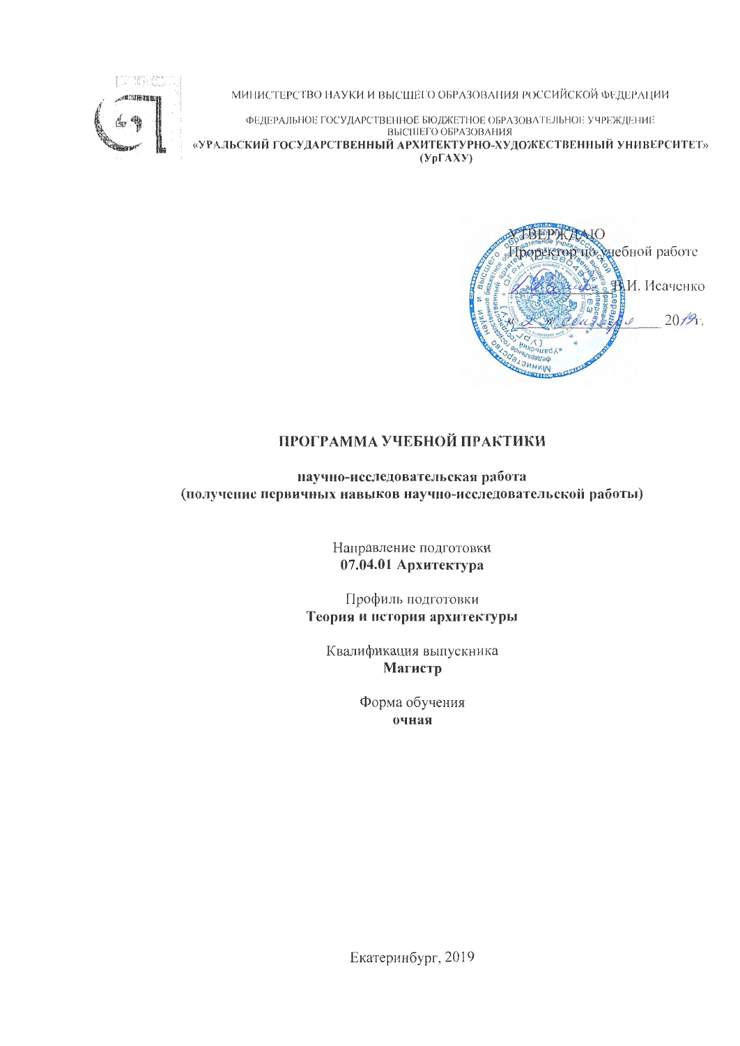МИНИСТЕРСТВО НАУКИ И ВЫСШЕГО ОБРАЗОВАНИЯ РОССИЙСКОЙ ФЕДЕРАЦИИ

ФЕДЕРАЛЬНОЕ ГОСУДАРСТВЕННОЕ БЮДЖЕТНОЕ ОБРАЗОВАТЕЛЬНОЕ УЧРЕЖДЕНИЕ ВЫСШЕГО ОБРАЗОВАНИЯ
**«УРАЛЬСКИЙ ГОСУДАРСТВЕННЫЙ АРХИТЕКТУРНО-ХУДОЖЕСТВЕННЫЙ УНИВЕРСИТЕТ»**
**(УрГАХУ)**

УТВЕРЖДАЮ
Проректор по учебной работе
_________ В.И. Исаченко
«___» _________ 2019г.

# ПРОГРАММА УЧЕБНОЙ ПРАКТИКИ

**научно-исследовательская работа**
**(получение первичных навыков научно-исследовательской работы)**

Направление подготовки
**07.04.01 Архитектура**

Профиль подготовки
**Теория и история архитектуры**

Квалификация выпускника
**Магистр**

Форма обучения
**очная**

Екатеринбург, 2019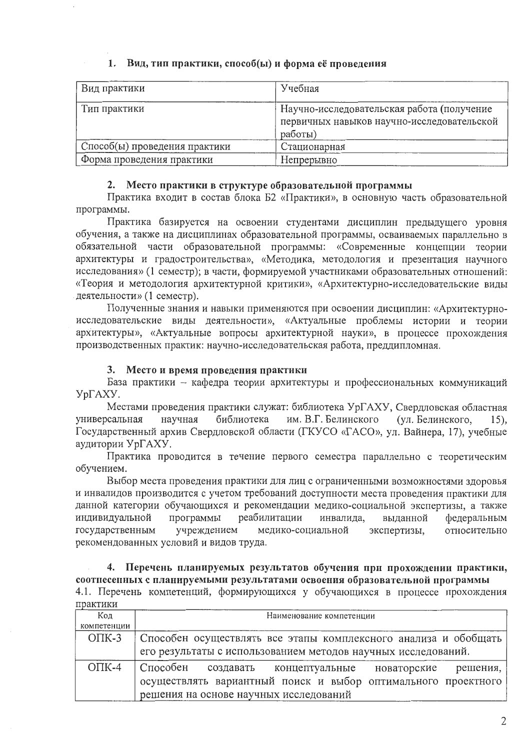## 1. Вид, тип практики, способ(ы) и форма её проведения

| Вид практики | Учебная |
|---|---|
| Тип практики | Научно-исследовательская работа (получение первичных навыков научно-исследовательской работы) |
| Способ(ы) проведения практики | Стационарная |
| Форма проведения практики | Непрерывно |

## 2. Место практики в структуре образовательной программы

Практика входит в состав блока Б2 «Практики», в основную часть образовательной программы.

Практика базируется на освоении студентами дисциплин предыдущего уровня обучения, а также на дисциплинах образовательной программы, осваиваемых параллельно в обязательной части образовательной программы: «Современные концепции теории архитектуры и градостроительства», «Методика, методология и презентация научного исследования» (1 семестр); в части, формируемой участниками образовательных отношений: «Теория и методология архитектурной критики», «Архитектурно-исследовательские виды деятельности» (1 семестр).

Полученные знания и навыки применяются при освоении дисциплин: «Архитектурно-исследовательские виды деятельности», «Актуальные проблемы истории и теории архитектуры», «Актуальные вопросы архитектурной науки», в процессе прохождения производственных практик: научно-исследовательская работа, преддипломная.

## 3. Место и время проведения практики

База практики – кафедра теории архитектуры и профессиональных коммуникаций УрГАХУ.

Местами проведения практики служат: библиотека УрГАХУ, Свердловская областная универсальная научная библиотека им. В.Г. Белинского (ул. Белинского, 15), Государственный архив Свердловской области (ГКУСО «ГАСО», ул. Вайнера, 17), учебные аудитории УрГАХУ.

Практика проводится в течение первого семестра параллельно с теоретическим обучением.

Выбор места проведения практики для лиц с ограниченными возможностями здоровья и инвалидов производится с учетом требований доступности места проведения практики для данной категории обучающихся и рекомендации медико-социальной экспертизы, а также индивидуальной программы реабилитации инвалида, выданной федеральным государственным учреждением медико-социальной экспертизы, относительно рекомендованных условий и видов труда.

## 4. Перечень планируемых результатов обучения при прохождении практики, соотнесенных с планируемыми результатами освоения образовательной программы

4.1. Перечень компетенций, формирующихся у обучающихся в процессе прохождения практики

| Код компетенции | Наименование компетенции |
|---|---|
| ОПК-3 | Способен осуществлять все этапы комплексного анализа и обобщать его результаты с использованием методов научных исследований. |
| ОПК-4 | Способен создавать концептуальные новаторские решения, осуществлять вариантный поиск и выбор оптимального проектного решения на основе научных исследований |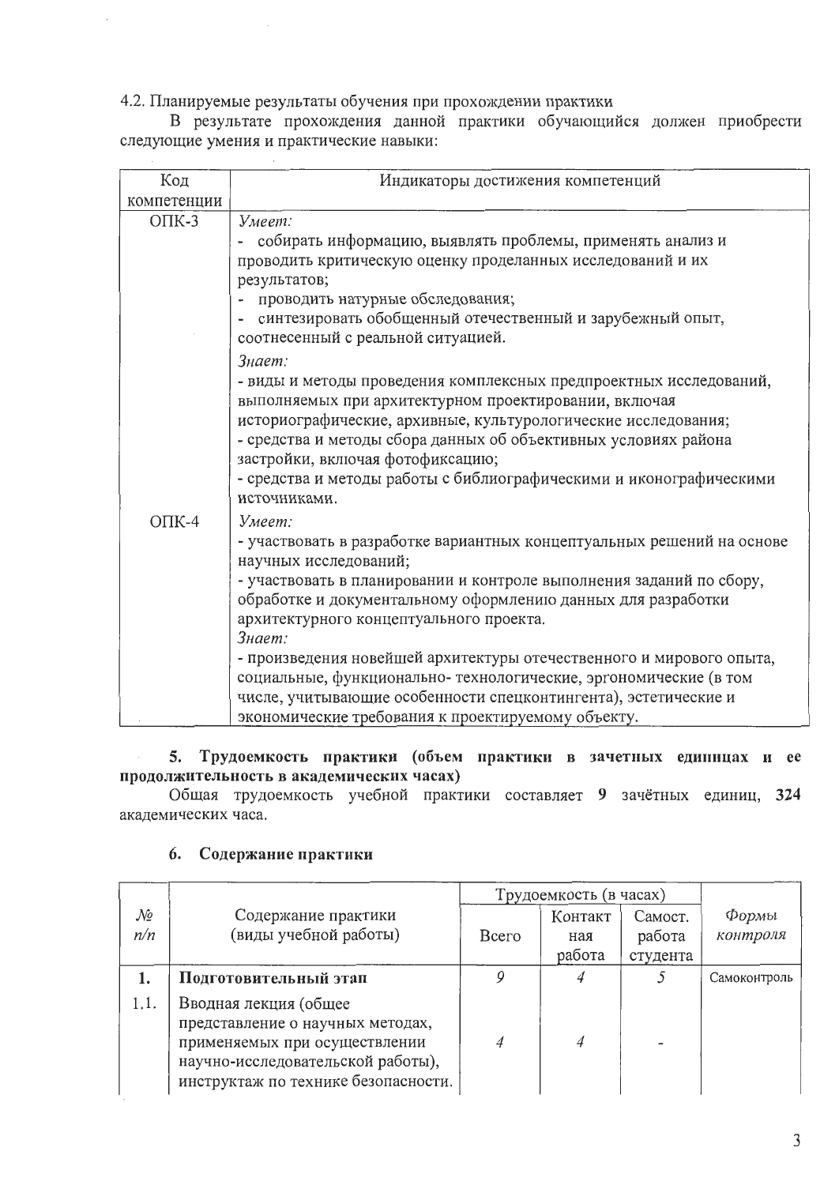4.2. Планируемые результаты обучения при прохождении практики

В результате прохождения данной практики обучающийся должен приобрести следующие умения и практические навыки:

| Код компетенции | Индикаторы достижения компетенций |
|---|---|
| ОПК-3 | *Умеет:*<br>- собирать информацию, выявлять проблемы, применять анализ и проводить критическую оценку проделанных исследований и их результатов;<br>- проводить натурные обследования;<br>- синтезировать обобщенный отечественный и зарубежный опыт, соотнесенный с реальной ситуацией.<br>*Знает:*<br>- виды и методы проведения комплексных предпроектных исследований, выполняемых при архитектурном проектировании, включая историографические, архивные, культурологические исследования;<br>- средства и методы сбора данных об объективных условиях района застройки, включая фотофиксацию;<br>- средства и методы работы с библиографическими и иконографическими источниками. |
| ОПК-4 | *Умеет:*<br>- участвовать в разработке вариантных концептуальных решений на основе научных исследований;<br>- участвовать в планировании и контроле выполнения заданий по сбору, обработке и документальному оформлению данных для разработки архитектурного концептуального проекта.<br>*Знает:*<br>- произведения новейшей архитектуры отечественного и мирового опыта, социальные, функционально- технологические, эргономические (в том числе, учитывающие особенности спецконтингента), эстетические и экономические требования к проектируемому объекту. |

**5. Трудоемкость практики (объем практики в зачетных единицах и ее продолжительность в академических часах)**

Общая трудоемкость учебной практики составляет **9** зачётных единиц, **324** академических часа.

## 6. Содержание практики

| *№ п/п* | Содержание практики (виды учебной работы) | Трудоемкость (в часах) | | | *Формы контроля* |
|---|---|---|---|---|---|
| | | Всего | Контактная работа | Самост. работа студента | |
| **1.** | **Подготовительный этап** | *9* | *4* | *5* | Самоконтроль |
| 1.1. | Вводная лекция (общее представление о научных методах, применяемых при осуществлении научно-исследовательской работы), инструктаж по технике безопасности. | *4* | *4* | - | |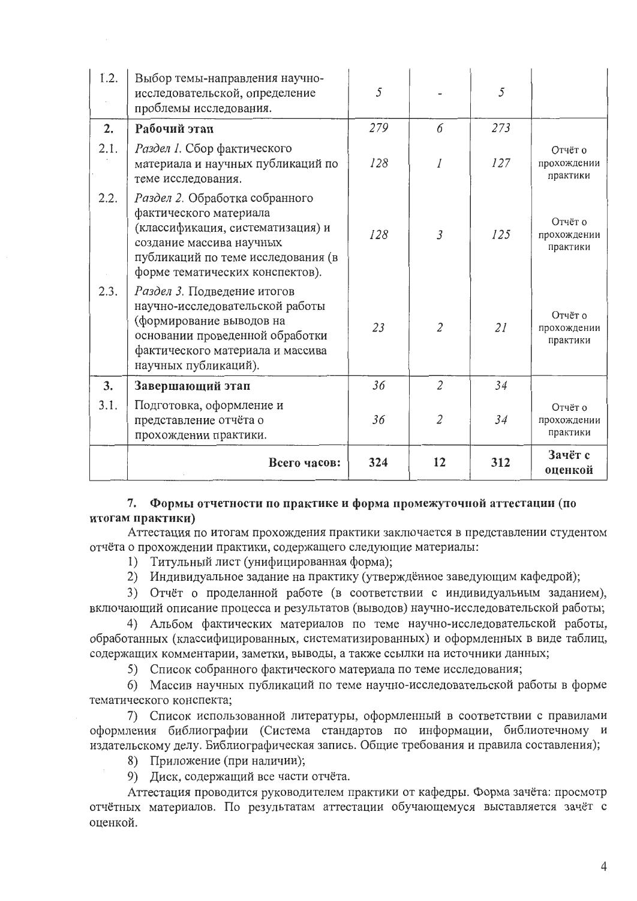| | | | | | |
|---|---|---|---|---|---|
| 1.2. | Выбор темы-направления научно-исследовательской, определение проблемы исследования. | *5* | - | *5* | |
| **2.** | **Рабочий этап** | *279* | *6* | *273* | |
| 2.1. | *Раздел 1.* Сбор фактического материала и научных публикаций по теме исследования. | *128* | *1* | *127* | Отчёт о прохождении практики |
| 2.2. | *Раздел 2.* Обработка собранного фактического материала (классификация, систематизация) и создание массива научных публикаций по теме исследования (в форме тематических конспектов). | *128* | *3* | *125* | Отчёт о прохождении практики |
| 2.3. | *Раздел 3.* Подведение итогов научно-исследовательской работы (формирование выводов на основании проведенной обработки фактического материала и массива научных публикаций). | *23* | *2* | *21* | Отчёт о прохождении практики |
| **3.** | **Завершающий этап** | *36* | *2* | *34* | |
| 3.1. | Подготовка, оформление и представление отчёта о прохождении практики. | *36* | *2* | *34* | Отчёт о прохождении практики |
| | **Всего часов:** | **324** | **12** | **312** | **Зачёт с оценкой** |

## 7. Формы отчетности по практике и форма промежуточной аттестации (по итогам практики)

Аттестация по итогам прохождения практики заключается в представлении студентом отчёта о прохождении практики, содержащего следующие материалы:

1) Титульный лист (унифицированная форма);
2) Индивидуальное задание на практику (утверждённое заведующим кафедрой);
3) Отчёт о проделанной работе (в соответствии с индивидуальным заданием), включающий описание процесса и результатов (выводов) научно-исследовательской работы;
4) Альбом фактических материалов по теме научно-исследовательской работы, обработанных (классифицированных, систематизированных) и оформленных в виде таблиц, содержащих комментарии, заметки, выводы, а также ссылки на источники данных;
5) Список собранного фактического материала по теме исследования;
6) Массив научных публикаций по теме научно-исследовательской работы в форме тематического конспекта;
7) Список использованной литературы, оформленный в соответствии с правилами оформления библиографии (Система стандартов по информации, библиотечному и издательскому делу. Библиографическая запись. Общие требования и правила составления);
8) Приложение (при наличии);
9) Диск, содержащий все части отчёта.

Аттестация проводится руководителем практики от кафедры. Форма зачёта: просмотр отчётных материалов. По результатам аттестации обучающемуся выставляется зачёт с оценкой.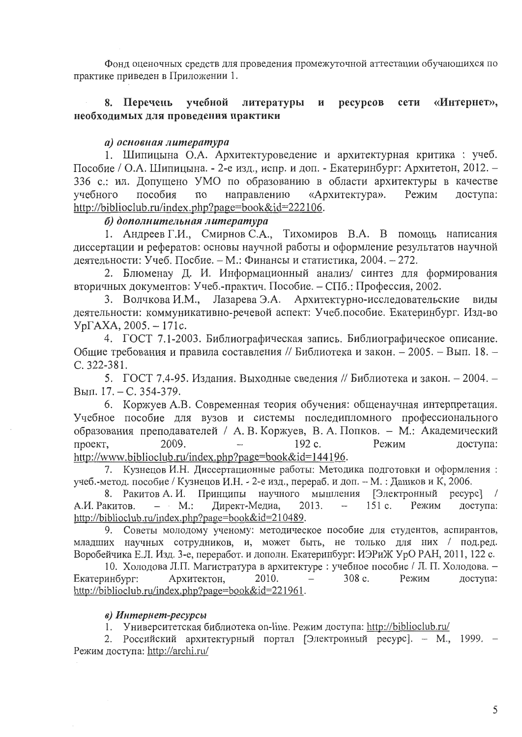Фонд оценочных средств для проведения промежуточной аттестации обучающихся по практике приведен в Приложении 1.

## 8. Перечень учебной литературы и ресурсов сети «Интернет», необходимых для проведения практики

***а) основная литература***

1. Шипицына О.А. Архитектуроведение и архитектурная критика : учеб. Пособие / О.А. Шипицына. - 2-е изд., испр. и доп. - Екатеринбург: Архитетон, 2012. – 336 с.: ил. Допущено УМО по образованию в области архитектуры в качестве учебного пособия по направлению «Архитектура». Режим доступа: http://biblioclub.ru/index.php?page=book&id=222106.

***б) дополнительная литература***

1. Андреев Г.И., Смирнов С.А., Тихомиров В.А. В помощь написания диссертации и рефератов: основы научной работы и оформление результатов научной деятельности: Учеб. Посбие. – М.: Финансы и статистика, 2004. – 272.
2. Блюменау Д. И. Информационный анализ/ синтез для формирования вторичных документов: Учеб.-практич. Пособие. – СПб.: Профессия, 2002.
3. Волчкова И.М., Лазарева Э.А. Архитектурно-исследовательские виды деятельности: коммуникативно-речевой аспект: Учеб.пособие. Екатеринбург. Изд-во УрГАХА, 2005. – 171с.
4. ГОСТ 7.1-2003. Библиографическая запись. Библиографическое описание. Общие требования и правила составления // Библиотека и закон. – 2005. – Вып. 18. – С. 322-381.
5. ГОСТ 7.4-95. Издания. Выходные сведения // Библиотека и закон. – 2004. – Вып. 17. – С. 354-379.
6. Коржуев А.В. Современная теория обучения: общенаучная интерпретация. Учебное пособие для вузов и системы последипломного профессионального образования преподавателей / А. В. Коржуев, В. А. Попков. – М.: Академический проект, 2009. – 192 с. Режим доступа: http://www.biblioclub.ru/index.php?page=book&id=144196.
7. Кузнецов И.Н. Диссертационные работы: Методика подготовки и оформления : учеб.-метод. пособие / Кузнецов И.Н. - 2-е изд., перераб. и доп. – М. : Дашков и К, 2006.
8. Ракитов А. И. Принципы научного мышления [Электронный ресурс] / А.И. Ракитов. – М.: Директ-Медиа, 2013. – 151 с. Режим доступа: http://biblioclub.ru/index.php?page=book&id=210489.
9. Советы молодому ученому: методическое пособие для студентов, аспирантов, младших научных сотрудников, и, может быть, не только для них / под.ред. Воробейчика Е.Л. Изд. 3-е, переработ. и дополн. Екатеринбург: ИЭРиЖ УрО РАН, 2011, 122 с.
10. Холодова Л.П. Магистратура в архитектуре : учебное пособие / Л. П. Холодова. – Екатеринбург: Архитектон, 2010. – 308 с. Режим доступа: http://biblioclub.ru/index.php?page=book&id=221961.

***в) Интернет-ресурсы***

1. Университетская библиотека on-line. Режим доступа: http://biblioclub.ru/
2. Российский архитектурный портал [Электронный ресурс]. – М., 1999. – Режим доступа: http://archi.ru/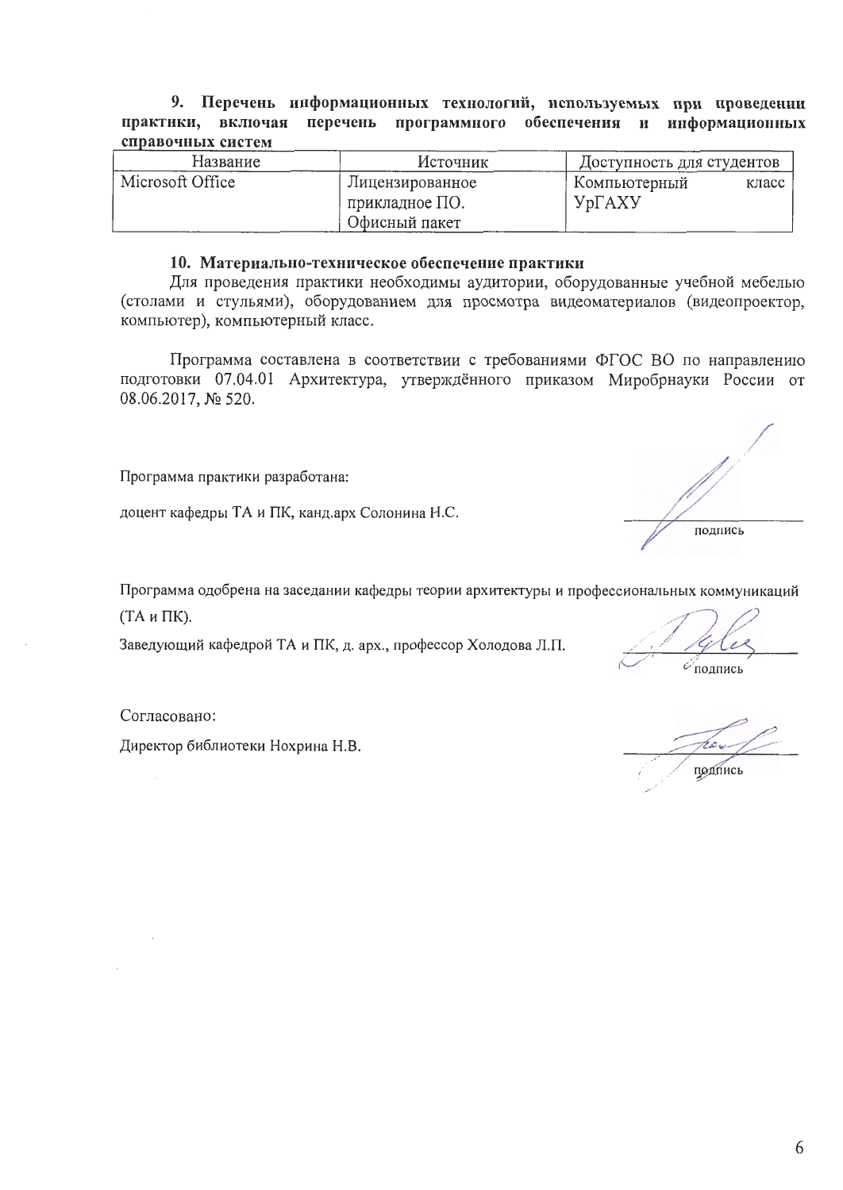**9. Перечень информационных технологий, используемых при проведении практики, включая перечень программного обеспечения и информационных справочных систем**

| Название | Источник | Доступность для студентов |
|---|---|---|
| Microsoft Office | Лицензированное прикладное ПО. Офисный пакет | Компьютерный класс УрГАХУ |

**10. Материально-техническое обеспечение практики**

Для проведения практики необходимы аудитории, оборудованные учебной мебелью (столами и стульями), оборудованием для просмотра видеоматериалов (видеопроектор, компьютер), компьютерный класс.

Программа составлена в соответствии с требованиями ФГОС ВО по направлению подготовки 07.04.01 Архитектура, утверждённого приказом Минобрнауки России от 08.06.2017, № 520.

Программа практики разработана:

доцент кафедры ТА и ПК, канд.арх Солонина Н.С. ____________ подпись

Программа одобрена на заседании кафедры теории архитектуры и профессиональных коммуникаций (ТА и ПК).

Заведующий кафедрой ТА и ПК, д. арх., профессор Холодова Л.П. ____________ подпись

Согласовано:

Директор библиотеки Нохрина Н.В. ____________ подпись